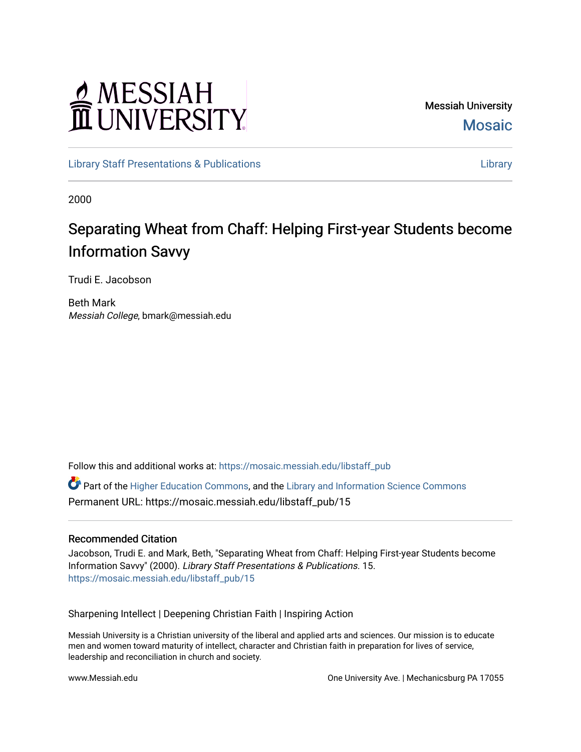Messiah University

Mosaic

Library Staff Presentations & Publications

Library

2000

# Separating Wheat from Chaff: Helping First-year Students become Information Savvy

Trudi E. Jacobson

Beth Mark
*Messiah College*, bmark@messiah.edu

Follow this and additional works at: https://mosaic.messiah.edu/libstaff_pub

Part of the Higher Education Commons, and the Library and Information Science Commons
Permanent URL: https://mosaic.messiah.edu/libstaff_pub/15

## Recommended Citation

Jacobson, Trudi E. and Mark, Beth, "Separating Wheat from Chaff: Helping First-year Students become Information Savvy" (2000). *Library Staff Presentations & Publications*. 15.
https://mosaic.messiah.edu/libstaff_pub/15

Sharpening Intellect | Deepening Christian Faith | Inspiring Action

Messiah University is a Christian university of the liberal and applied arts and sciences. Our mission is to educate men and women toward maturity of intellect, character and Christian faith in preparation for lives of service, leadership and reconciliation in church and society.

www.Messiah.edu

One University Ave. | Mechanicsburg PA 17055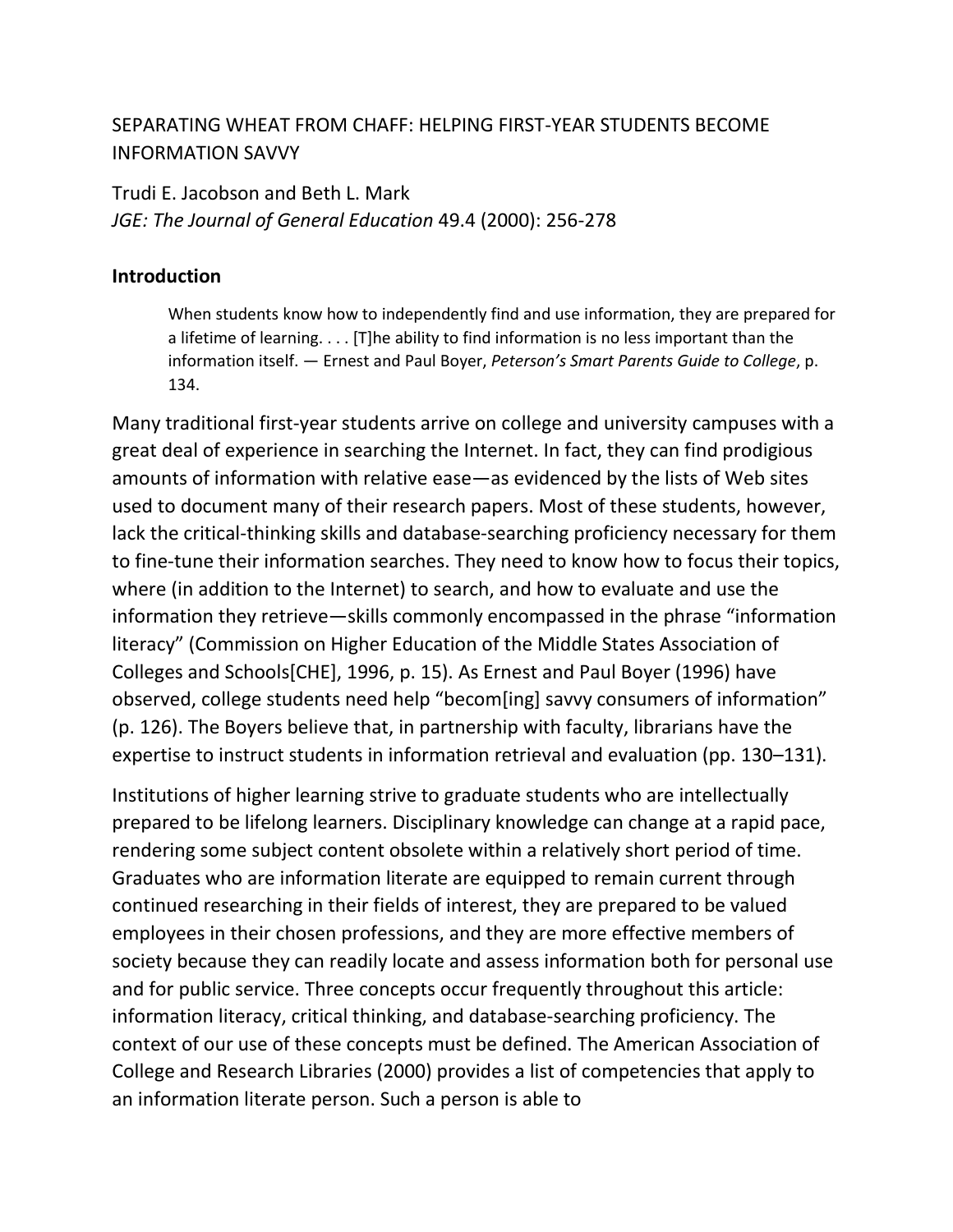SEPARATING WHEAT FROM CHAFF: HELPING FIRST-YEAR STUDENTS BECOME INFORMATION SAVVY

Trudi E. Jacobson and Beth L. Mark
*JGE: The Journal of General Education* 49.4 (2000): 256-278

### Introduction

> When students know how to independently find and use information, they are prepared for a lifetime of learning. . . . [T]he ability to find information is no less important than the information itself. — Ernest and Paul Boyer, *Peterson's Smart Parents Guide to College*, p. 134.

Many traditional first-year students arrive on college and university campuses with a great deal of experience in searching the Internet. In fact, they can find prodigious amounts of information with relative ease—as evidenced by the lists of Web sites used to document many of their research papers. Most of these students, however, lack the critical-thinking skills and database-searching proficiency necessary for them to fine-tune their information searches. They need to know how to focus their topics, where (in addition to the Internet) to search, and how to evaluate and use the information they retrieve—skills commonly encompassed in the phrase "information literacy" (Commission on Higher Education of the Middle States Association of Colleges and Schools[CHE], 1996, p. 15). As Ernest and Paul Boyer (1996) have observed, college students need help "becom[ing] savvy consumers of information" (p. 126). The Boyers believe that, in partnership with faculty, librarians have the expertise to instruct students in information retrieval and evaluation (pp. 130–131).

Institutions of higher learning strive to graduate students who are intellectually prepared to be lifelong learners. Disciplinary knowledge can change at a rapid pace, rendering some subject content obsolete within a relatively short period of time. Graduates who are information literate are equipped to remain current through continued researching in their fields of interest, they are prepared to be valued employees in their chosen professions, and they are more effective members of society because they can readily locate and assess information both for personal use and for public service. Three concepts occur frequently throughout this article: information literacy, critical thinking, and database-searching proficiency. The context of our use of these concepts must be defined. The American Association of College and Research Libraries (2000) provides a list of competencies that apply to an information literate person. Such a person is able to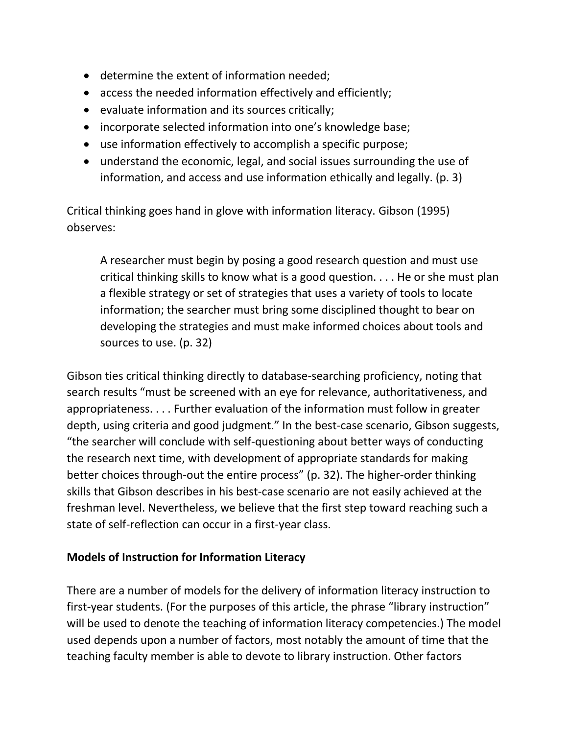- determine the extent of information needed;
- access the needed information effectively and efficiently;
- evaluate information and its sources critically;
- incorporate selected information into one's knowledge base;
- use information effectively to accomplish a specific purpose;
- understand the economic, legal, and social issues surrounding the use of information, and access and use information ethically and legally. (p. 3)

Critical thinking goes hand in glove with information literacy. Gibson (1995) observes:

> A researcher must begin by posing a good research question and must use critical thinking skills to know what is a good question. . . . He or she must plan a flexible strategy or set of strategies that uses a variety of tools to locate information; the searcher must bring some disciplined thought to bear on developing the strategies and must make informed choices about tools and sources to use. (p. 32)

Gibson ties critical thinking directly to database-searching proficiency, noting that search results "must be screened with an eye for relevance, authoritativeness, and appropriateness. . . . Further evaluation of the information must follow in greater depth, using criteria and good judgment." In the best-case scenario, Gibson suggests, "the searcher will conclude with self-questioning about better ways of conducting the research next time, with development of appropriate standards for making better choices through-out the entire process" (p. 32). The higher-order thinking skills that Gibson describes in his best-case scenario are not easily achieved at the freshman level. Nevertheless, we believe that the first step toward reaching such a state of self-reflection can occur in a first-year class.

**Models of Instruction for Information Literacy**

There are a number of models for the delivery of information literacy instruction to first-year students. (For the purposes of this article, the phrase "library instruction" will be used to denote the teaching of information literacy competencies.) The model used depends upon a number of factors, most notably the amount of time that the teaching faculty member is able to devote to library instruction. Other factors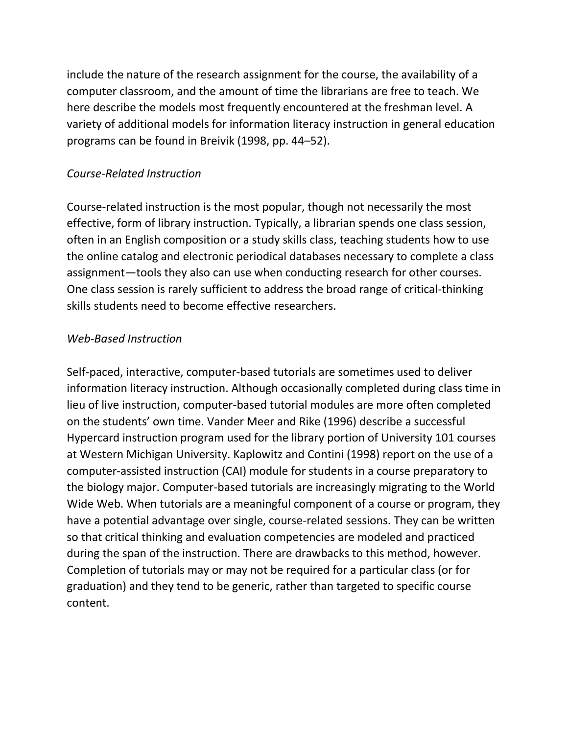include the nature of the research assignment for the course, the availability of a computer classroom, and the amount of time the librarians are free to teach. We here describe the models most frequently encountered at the freshman level. A variety of additional models for information literacy instruction in general education programs can be found in Breivik (1998, pp. 44–52).

*Course-Related Instruction*

Course-related instruction is the most popular, though not necessarily the most effective, form of library instruction. Typically, a librarian spends one class session, often in an English composition or a study skills class, teaching students how to use the online catalog and electronic periodical databases necessary to complete a class assignment—tools they also can use when conducting research for other courses. One class session is rarely sufficient to address the broad range of critical-thinking skills students need to become effective researchers.

*Web-Based Instruction*

Self-paced, interactive, computer-based tutorials are sometimes used to deliver information literacy instruction. Although occasionally completed during class time in lieu of live instruction, computer-based tutorial modules are more often completed on the students' own time. Vander Meer and Rike (1996) describe a successful Hypercard instruction program used for the library portion of University 101 courses at Western Michigan University. Kaplowitz and Contini (1998) report on the use of a computer-assisted instruction (CAI) module for students in a course preparatory to the biology major. Computer-based tutorials are increasingly migrating to the World Wide Web. When tutorials are a meaningful component of a course or program, they have a potential advantage over single, course-related sessions. They can be written so that critical thinking and evaluation competencies are modeled and practiced during the span of the instruction. There are drawbacks to this method, however. Completion of tutorials may or may not be required for a particular class (or for graduation) and they tend to be generic, rather than targeted to specific course content.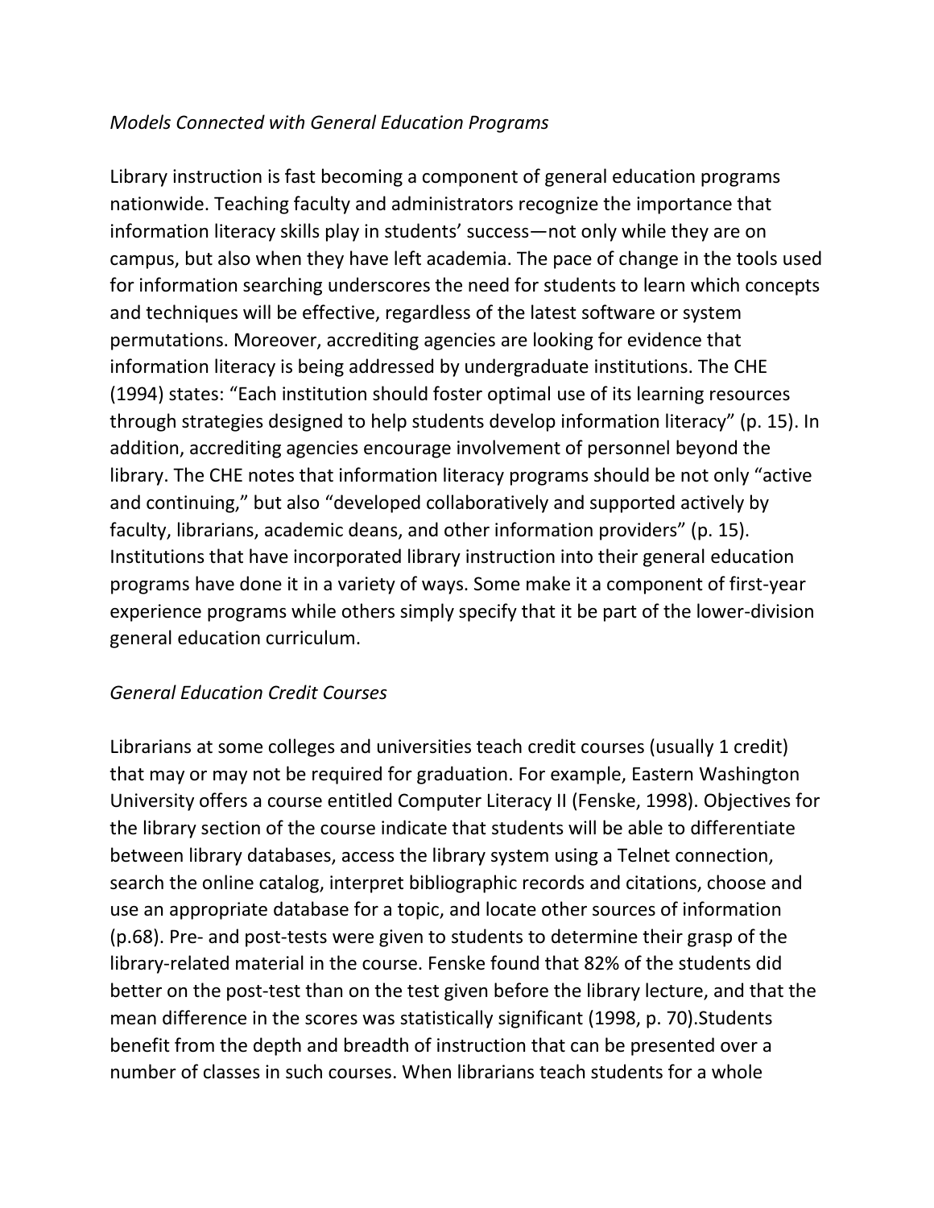*Models Connected with General Education Programs*

Library instruction is fast becoming a component of general education programs nationwide. Teaching faculty and administrators recognize the importance that information literacy skills play in students' success—not only while they are on campus, but also when they have left academia. The pace of change in the tools used for information searching underscores the need for students to learn which concepts and techniques will be effective, regardless of the latest software or system permutations. Moreover, accrediting agencies are looking for evidence that information literacy is being addressed by undergraduate institutions. The CHE (1994) states: "Each institution should foster optimal use of its learning resources through strategies designed to help students develop information literacy" (p. 15). In addition, accrediting agencies encourage involvement of personnel beyond the library. The CHE notes that information literacy programs should be not only "active and continuing," but also "developed collaboratively and supported actively by faculty, librarians, academic deans, and other information providers" (p. 15). Institutions that have incorporated library instruction into their general education programs have done it in a variety of ways. Some make it a component of first-year experience programs while others simply specify that it be part of the lower-division general education curriculum.

*General Education Credit Courses*

Librarians at some colleges and universities teach credit courses (usually 1 credit) that may or may not be required for graduation. For example, Eastern Washington University offers a course entitled Computer Literacy II (Fenske, 1998). Objectives for the library section of the course indicate that students will be able to differentiate between library databases, access the library system using a Telnet connection, search the online catalog, interpret bibliographic records and citations, choose and use an appropriate database for a topic, and locate other sources of information (p.68). Pre- and post-tests were given to students to determine their grasp of the library-related material in the course. Fenske found that 82% of the students did better on the post-test than on the test given before the library lecture, and that the mean difference in the scores was statistically significant (1998, p. 70).Students benefit from the depth and breadth of instruction that can be presented over a number of classes in such courses. When librarians teach students for a whole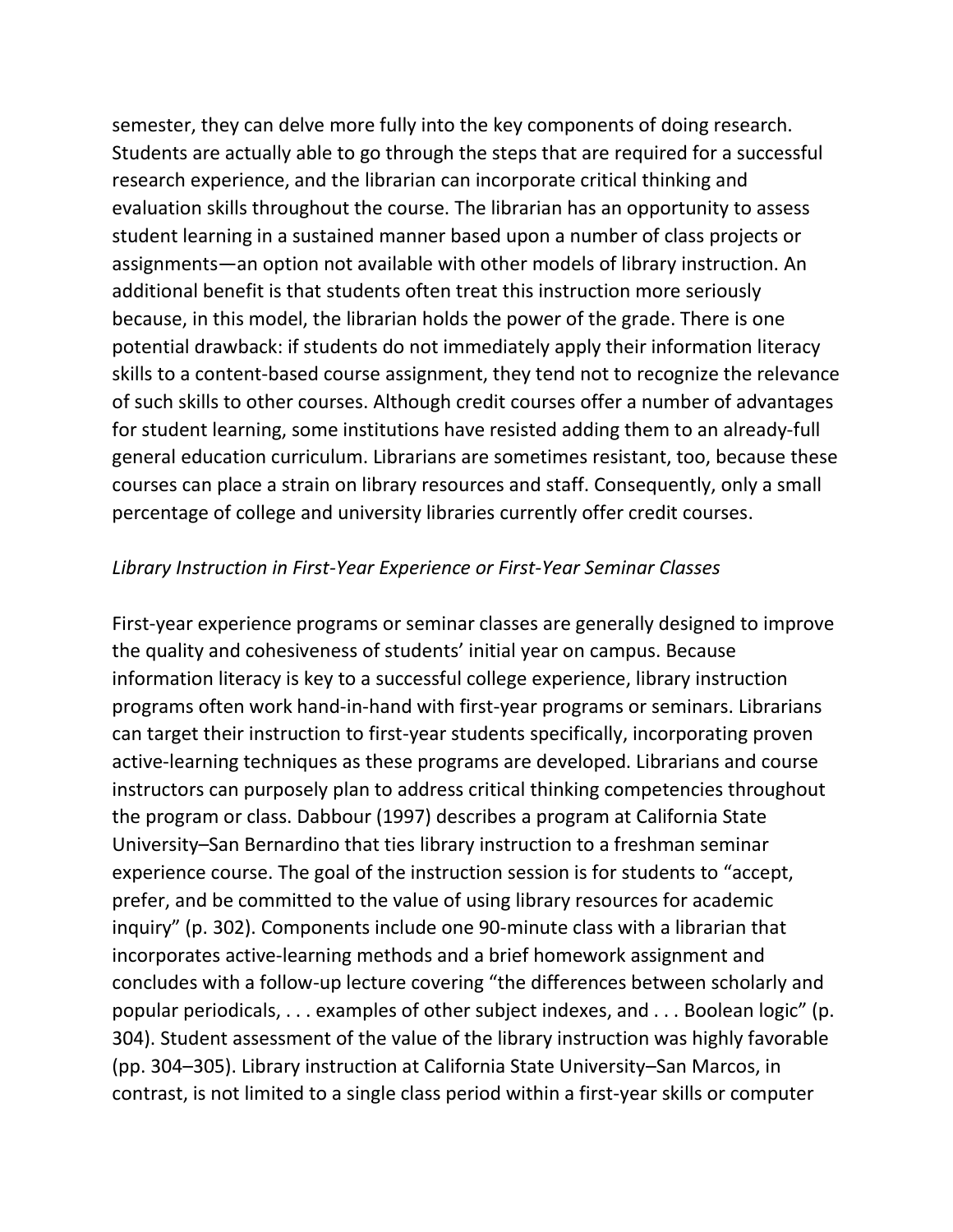semester, they can delve more fully into the key components of doing research. Students are actually able to go through the steps that are required for a successful research experience, and the librarian can incorporate critical thinking and evaluation skills throughout the course. The librarian has an opportunity to assess student learning in a sustained manner based upon a number of class projects or assignments—an option not available with other models of library instruction. An additional benefit is that students often treat this instruction more seriously because, in this model, the librarian holds the power of the grade. There is one potential drawback: if students do not immediately apply their information literacy skills to a content-based course assignment, they tend not to recognize the relevance of such skills to other courses. Although credit courses offer a number of advantages for student learning, some institutions have resisted adding them to an already-full general education curriculum. Librarians are sometimes resistant, too, because these courses can place a strain on library resources and staff. Consequently, only a small percentage of college and university libraries currently offer credit courses.

*Library Instruction in First-Year Experience or First-Year Seminar Classes*

First-year experience programs or seminar classes are generally designed to improve the quality and cohesiveness of students' initial year on campus. Because information literacy is key to a successful college experience, library instruction programs often work hand-in-hand with first-year programs or seminars. Librarians can target their instruction to first-year students specifically, incorporating proven active-learning techniques as these programs are developed. Librarians and course instructors can purposely plan to address critical thinking competencies throughout the program or class. Dabbour (1997) describes a program at California State University–San Bernardino that ties library instruction to a freshman seminar experience course. The goal of the instruction session is for students to "accept, prefer, and be committed to the value of using library resources for academic inquiry" (p. 302). Components include one 90-minute class with a librarian that incorporates active-learning methods and a brief homework assignment and concludes with a follow-up lecture covering "the differences between scholarly and popular periodicals, . . . examples of other subject indexes, and . . . Boolean logic" (p. 304). Student assessment of the value of the library instruction was highly favorable (pp. 304–305). Library instruction at California State University–San Marcos, in contrast, is not limited to a single class period within a first-year skills or computer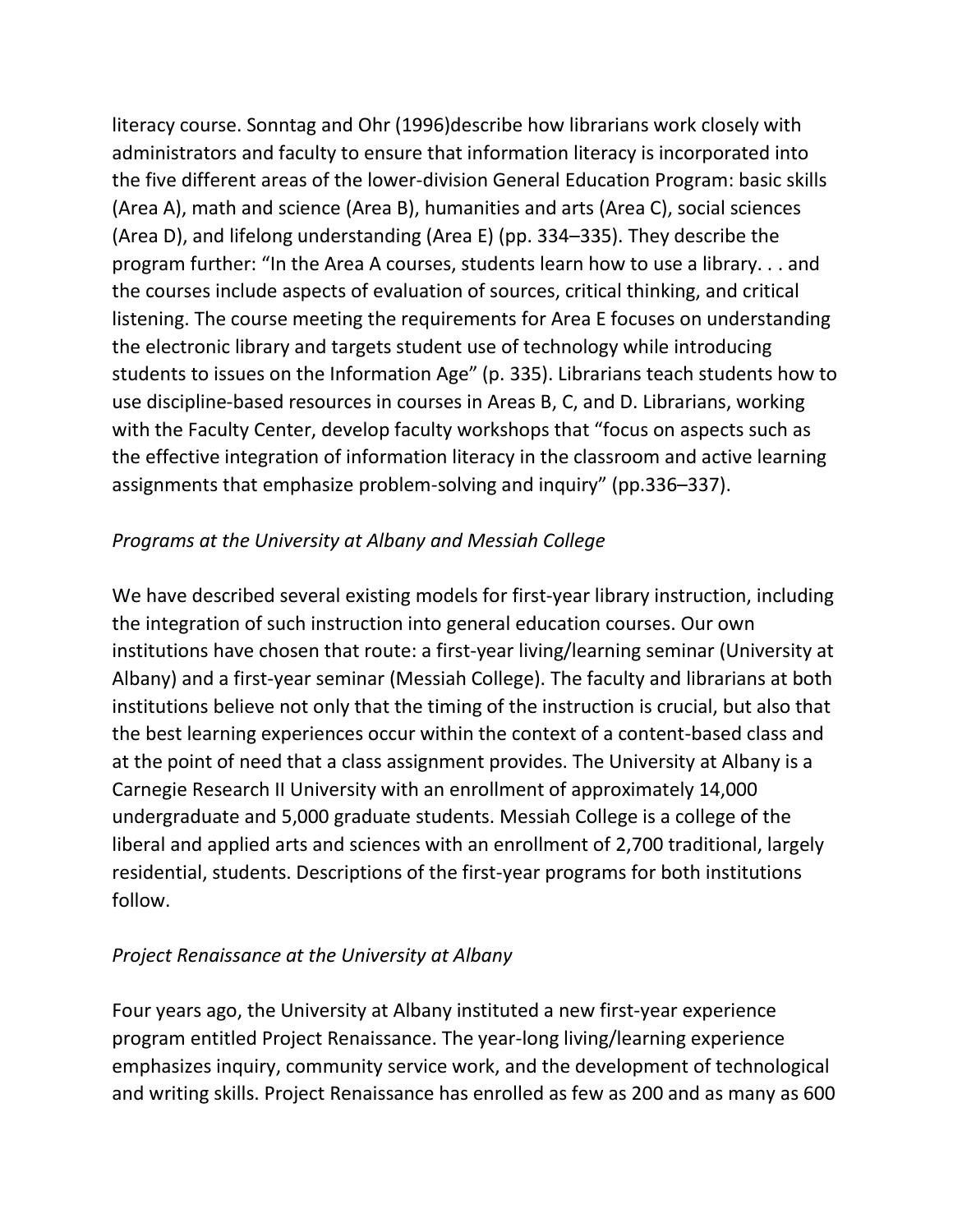literacy course. Sonntag and Ohr (1996)describe how librarians work closely with administrators and faculty to ensure that information literacy is incorporated into the five different areas of the lower-division General Education Program: basic skills (Area A), math and science (Area B), humanities and arts (Area C), social sciences (Area D), and lifelong understanding (Area E) (pp. 334–335). They describe the program further: "In the Area A courses, students learn how to use a library. . . and the courses include aspects of evaluation of sources, critical thinking, and critical listening. The course meeting the requirements for Area E focuses on understanding the electronic library and targets student use of technology while introducing students to issues on the Information Age" (p. 335). Librarians teach students how to use discipline-based resources in courses in Areas B, C, and D. Librarians, working with the Faculty Center, develop faculty workshops that "focus on aspects such as the effective integration of information literacy in the classroom and active learning assignments that emphasize problem-solving and inquiry" (pp.336–337).

*Programs at the University at Albany and Messiah College*

We have described several existing models for first-year library instruction, including the integration of such instruction into general education courses. Our own institutions have chosen that route: a first-year living/learning seminar (University at Albany) and a first-year seminar (Messiah College). The faculty and librarians at both institutions believe not only that the timing of the instruction is crucial, but also that the best learning experiences occur within the context of a content-based class and at the point of need that a class assignment provides. The University at Albany is a Carnegie Research II University with an enrollment of approximately 14,000 undergraduate and 5,000 graduate students. Messiah College is a college of the liberal and applied arts and sciences with an enrollment of 2,700 traditional, largely residential, students. Descriptions of the first-year programs for both institutions follow.

*Project Renaissance at the University at Albany*

Four years ago, the University at Albany instituted a new first-year experience program entitled Project Renaissance. The year-long living/learning experience emphasizes inquiry, community service work, and the development of technological and writing skills. Project Renaissance has enrolled as few as 200 and as many as 600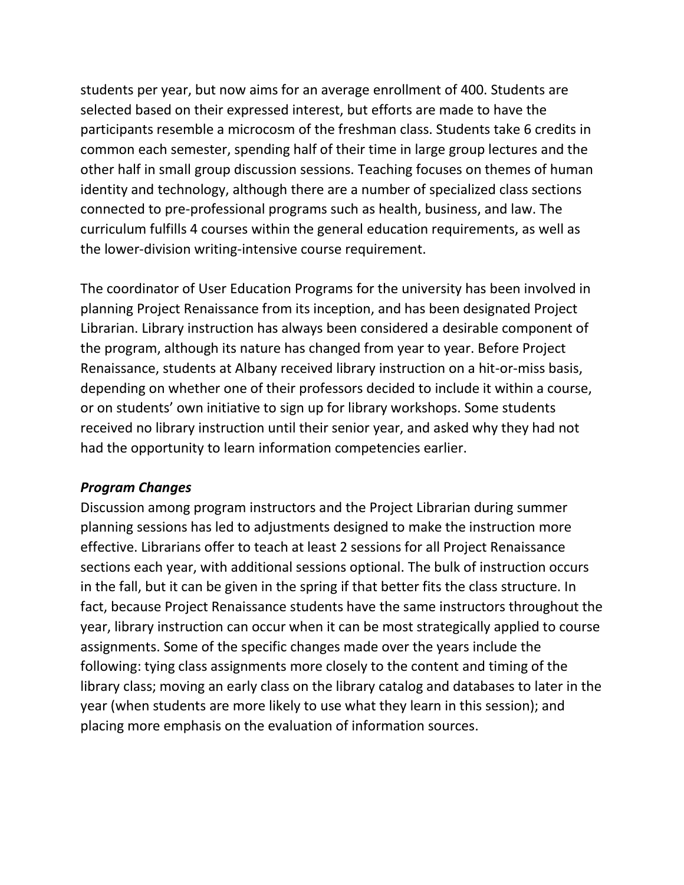students per year, but now aims for an average enrollment of 400. Students are selected based on their expressed interest, but efforts are made to have the participants resemble a microcosm of the freshman class. Students take 6 credits in common each semester, spending half of their time in large group lectures and the other half in small group discussion sessions. Teaching focuses on themes of human identity and technology, although there are a number of specialized class sections connected to pre-professional programs such as health, business, and law. The curriculum fulfills 4 courses within the general education requirements, as well as the lower-division writing-intensive course requirement.

The coordinator of User Education Programs for the university has been involved in planning Project Renaissance from its inception, and has been designated Project Librarian. Library instruction has always been considered a desirable component of the program, although its nature has changed from year to year. Before Project Renaissance, students at Albany received library instruction on a hit-or-miss basis, depending on whether one of their professors decided to include it within a course, or on students' own initiative to sign up for library workshops. Some students received no library instruction until their senior year, and asked why they had not had the opportunity to learn information competencies earlier.

***Program Changes***

Discussion among program instructors and the Project Librarian during summer planning sessions has led to adjustments designed to make the instruction more effective. Librarians offer to teach at least 2 sessions for all Project Renaissance sections each year, with additional sessions optional. The bulk of instruction occurs in the fall, but it can be given in the spring if that better fits the class structure. In fact, because Project Renaissance students have the same instructors throughout the year, library instruction can occur when it can be most strategically applied to course assignments. Some of the specific changes made over the years include the following: tying class assignments more closely to the content and timing of the library class; moving an early class on the library catalog and databases to later in the year (when students are more likely to use what they learn in this session); and placing more emphasis on the evaluation of information sources.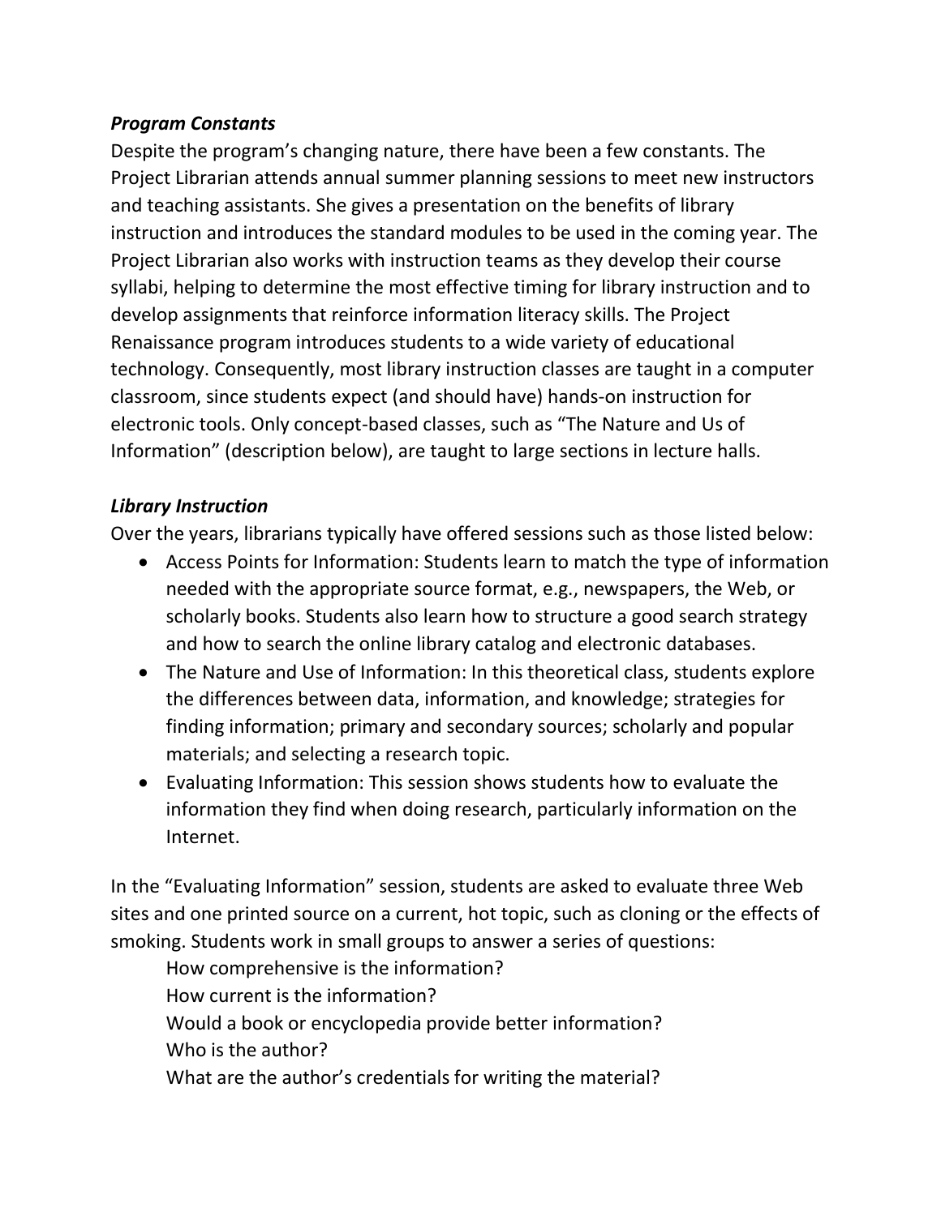***Program Constants***

Despite the program's changing nature, there have been a few constants. The Project Librarian attends annual summer planning sessions to meet new instructors and teaching assistants. She gives a presentation on the benefits of library instruction and introduces the standard modules to be used in the coming year. The Project Librarian also works with instruction teams as they develop their course syllabi, helping to determine the most effective timing for library instruction and to develop assignments that reinforce information literacy skills. The Project Renaissance program introduces students to a wide variety of educational technology. Consequently, most library instruction classes are taught in a computer classroom, since students expect (and should have) hands-on instruction for electronic tools. Only concept-based classes, such as "The Nature and Us of Information" (description below), are taught to large sections in lecture halls.

***Library Instruction***

Over the years, librarians typically have offered sessions such as those listed below:

- Access Points for Information: Students learn to match the type of information needed with the appropriate source format, e.g., newspapers, the Web, or scholarly books. Students also learn how to structure a good search strategy and how to search the online library catalog and electronic databases.
- The Nature and Use of Information: In this theoretical class, students explore the differences between data, information, and knowledge; strategies for finding information; primary and secondary sources; scholarly and popular materials; and selecting a research topic.
- Evaluating Information: This session shows students how to evaluate the information they find when doing research, particularly information on the Internet.

In the "Evaluating Information" session, students are asked to evaluate three Web sites and one printed source on a current, hot topic, such as cloning or the effects of smoking. Students work in small groups to answer a series of questions:

How comprehensive is the information?
How current is the information?
Would a book or encyclopedia provide better information?
Who is the author?
What are the author's credentials for writing the material?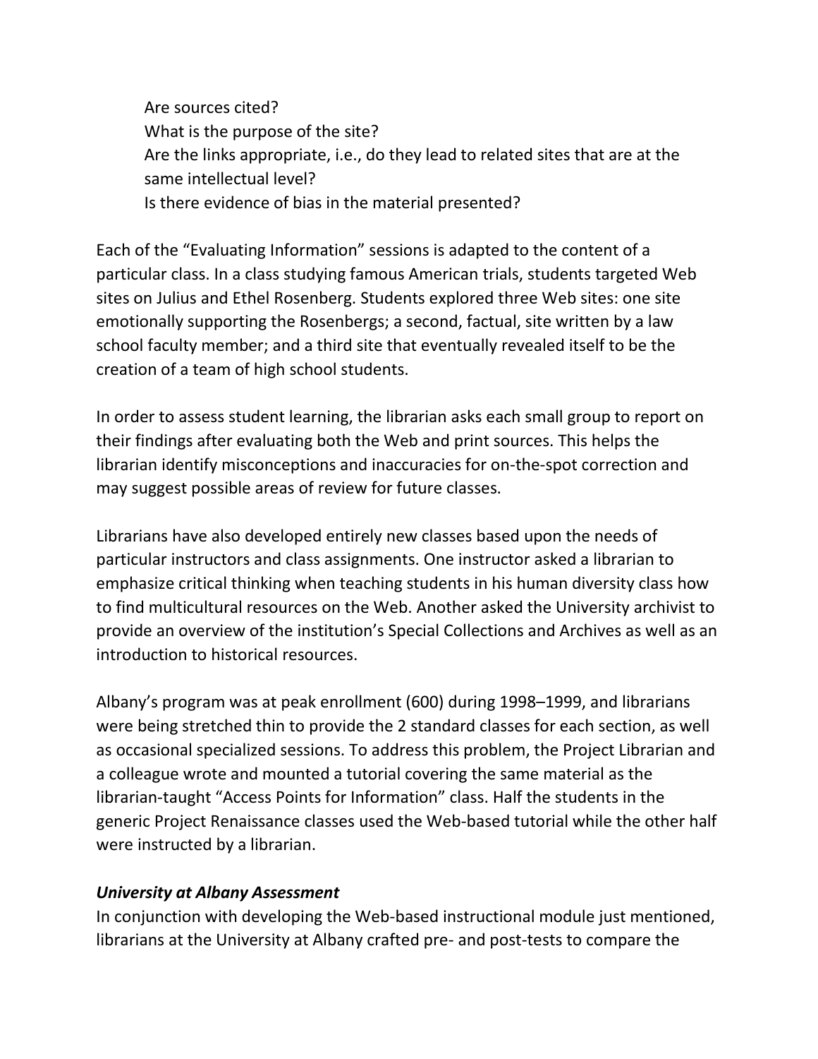Are sources cited?
What is the purpose of the site?
Are the links appropriate, i.e., do they lead to related sites that are at the same intellectual level?
Is there evidence of bias in the material presented?

Each of the "Evaluating Information" sessions is adapted to the content of a particular class. In a class studying famous American trials, students targeted Web sites on Julius and Ethel Rosenberg. Students explored three Web sites: one site emotionally supporting the Rosenbergs; a second, factual, site written by a law school faculty member; and a third site that eventually revealed itself to be the creation of a team of high school students.

In order to assess student learning, the librarian asks each small group to report on their findings after evaluating both the Web and print sources. This helps the librarian identify misconceptions and inaccuracies for on-the-spot correction and may suggest possible areas of review for future classes.

Librarians have also developed entirely new classes based upon the needs of particular instructors and class assignments. One instructor asked a librarian to emphasize critical thinking when teaching students in his human diversity class how to find multicultural resources on the Web. Another asked the University archivist to provide an overview of the institution's Special Collections and Archives as well as an introduction to historical resources.

Albany's program was at peak enrollment (600) during 1998–1999, and librarians were being stretched thin to provide the 2 standard classes for each section, as well as occasional specialized sessions. To address this problem, the Project Librarian and a colleague wrote and mounted a tutorial covering the same material as the librarian-taught "Access Points for Information" class. Half the students in the generic Project Renaissance classes used the Web-based tutorial while the other half were instructed by a librarian.

### *University at Albany Assessment*

In conjunction with developing the Web-based instructional module just mentioned, librarians at the University at Albany crafted pre- and post-tests to compare the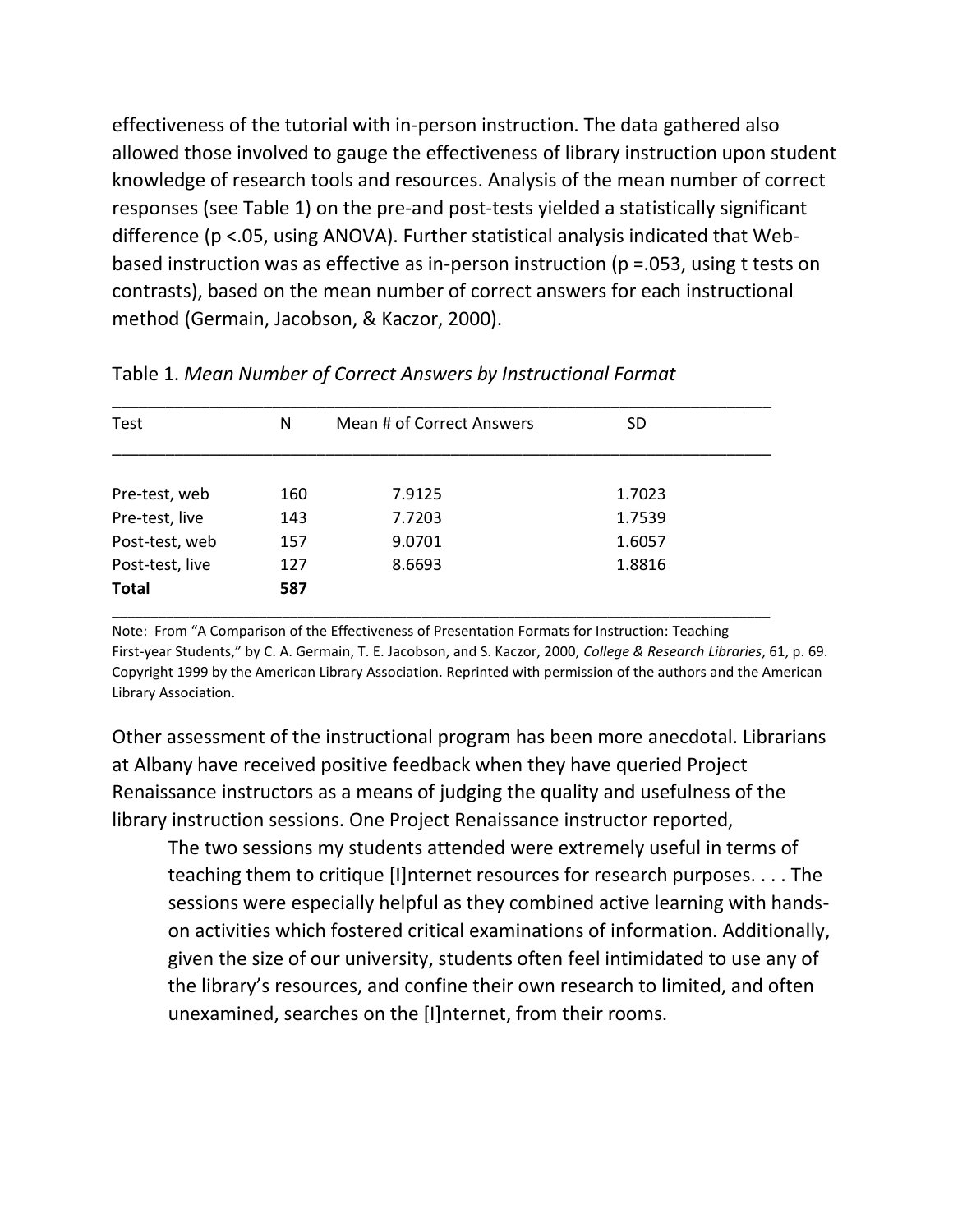effectiveness of the tutorial with in-person instruction. The data gathered also allowed those involved to gauge the effectiveness of library instruction upon student knowledge of research tools and resources. Analysis of the mean number of correct responses (see Table 1) on the pre-and post-tests yielded a statistically significant difference ($p < .05$, using ANOVA). Further statistical analysis indicated that Web-based instruction was as effective as in-person instruction ($p = .053$, using t tests on contrasts), based on the mean number of correct answers for each instructional method (Germain, Jacobson, & Kaczor, 2000).

Table 1. *Mean Number of Correct Answers by Instructional Format*

| Test | N | Mean # of Correct Answers | SD |
|---|---|---|---|
| Pre-test, web | 160 | 7.9125 | 1.7023 |
| Pre-test, live | 143 | 7.7203 | 1.7539 |
| Post-test, web | 157 | 9.0701 | 1.6057 |
| Post-test, live | 127 | 8.6693 | 1.8816 |
| **Total** | **587** | | |

Note: From "A Comparison of the Effectiveness of Presentation Formats for Instruction: Teaching First-year Students," by C. A. Germain, T. E. Jacobson, and S. Kaczor, 2000, *College & Research Libraries*, 61, p. 69. Copyright 1999 by the American Library Association. Reprinted with permission of the authors and the American Library Association.

Other assessment of the instructional program has been more anecdotal. Librarians at Albany have received positive feedback when they have queried Project Renaissance instructors as a means of judging the quality and usefulness of the library instruction sessions. One Project Renaissance instructor reported,

> The two sessions my students attended were extremely useful in terms of teaching them to critique [I]nternet resources for research purposes. . . . The sessions were especially helpful as they combined active learning with hands-on activities which fostered critical examinations of information. Additionally, given the size of our university, students often feel intimidated to use any of the library's resources, and confine their own research to limited, and often unexamined, searches on the [I]nternet, from their rooms.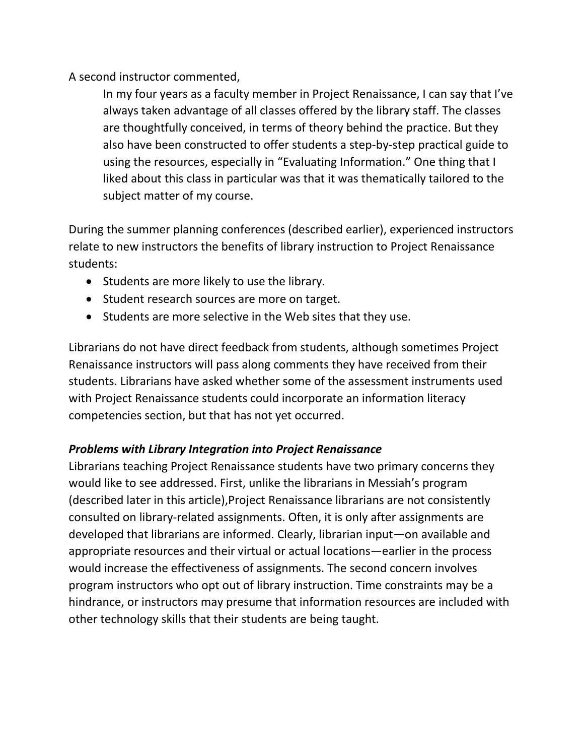A second instructor commented,

> In my four years as a faculty member in Project Renaissance, I can say that I've always taken advantage of all classes offered by the library staff. The classes are thoughtfully conceived, in terms of theory behind the practice. But they also have been constructed to offer students a step-by-step practical guide to using the resources, especially in "Evaluating Information." One thing that I liked about this class in particular was that it was thematically tailored to the subject matter of my course.

During the summer planning conferences (described earlier), experienced instructors relate to new instructors the benefits of library instruction to Project Renaissance students:

- Students are more likely to use the library.
- Student research sources are more on target.
- Students are more selective in the Web sites that they use.

Librarians do not have direct feedback from students, although sometimes Project Renaissance instructors will pass along comments they have received from their students. Librarians have asked whether some of the assessment instruments used with Project Renaissance students could incorporate an information literacy competencies section, but that has not yet occurred.

***Problems with Library Integration into Project Renaissance***

Librarians teaching Project Renaissance students have two primary concerns they would like to see addressed. First, unlike the librarians in Messiah's program (described later in this article),Project Renaissance librarians are not consistently consulted on library-related assignments. Often, it is only after assignments are developed that librarians are informed. Clearly, librarian input—on available and appropriate resources and their virtual or actual locations—earlier in the process would increase the effectiveness of assignments. The second concern involves program instructors who opt out of library instruction. Time constraints may be a hindrance, or instructors may presume that information resources are included with other technology skills that their students are being taught.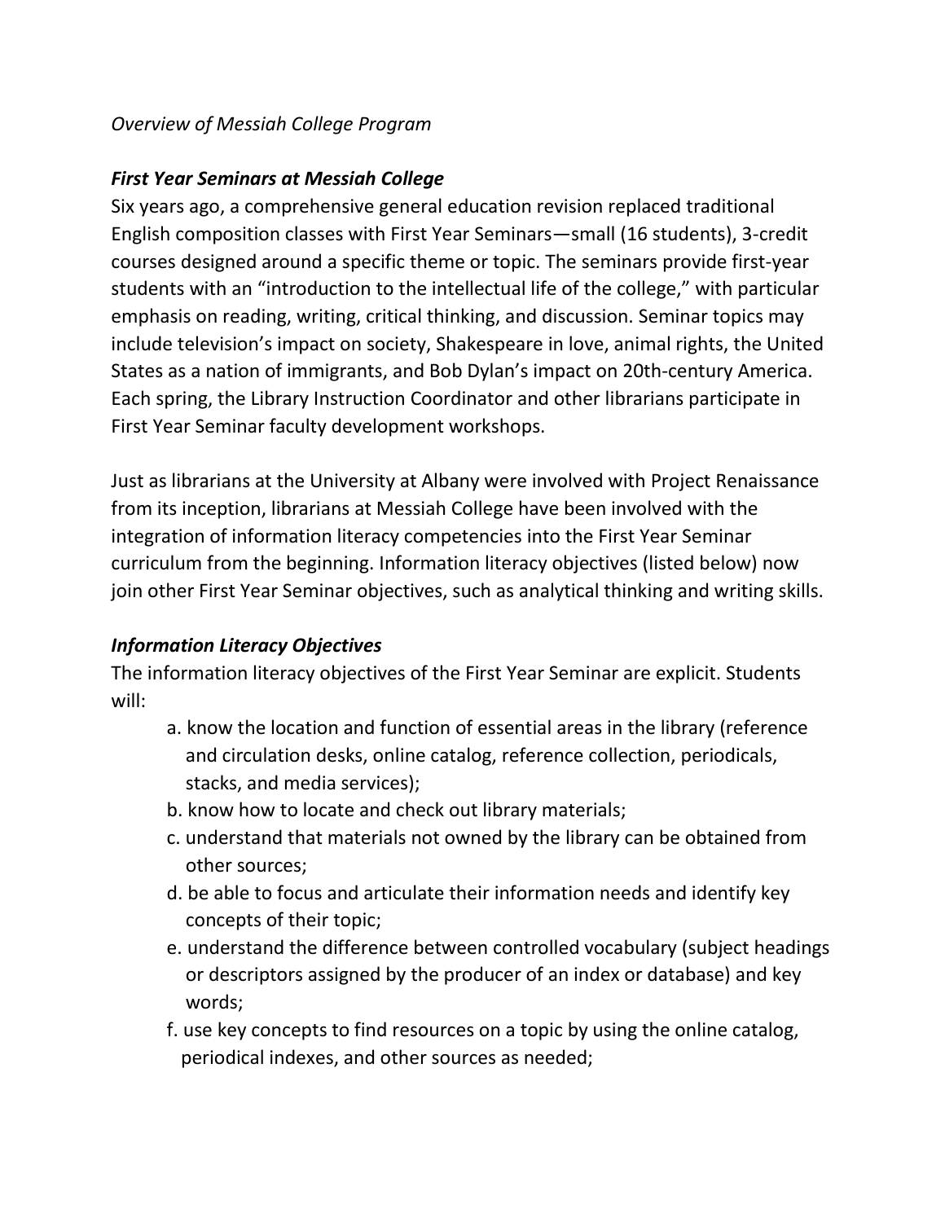*Overview of Messiah College Program*

***First Year Seminars at Messiah College***

Six years ago, a comprehensive general education revision replaced traditional English composition classes with First Year Seminars—small (16 students), 3-credit courses designed around a specific theme or topic. The seminars provide first-year students with an "introduction to the intellectual life of the college," with particular emphasis on reading, writing, critical thinking, and discussion. Seminar topics may include television's impact on society, Shakespeare in love, animal rights, the United States as a nation of immigrants, and Bob Dylan's impact on 20th-century America. Each spring, the Library Instruction Coordinator and other librarians participate in First Year Seminar faculty development workshops.

Just as librarians at the University at Albany were involved with Project Renaissance from its inception, librarians at Messiah College have been involved with the integration of information literacy competencies into the First Year Seminar curriculum from the beginning. Information literacy objectives (listed below) now join other First Year Seminar objectives, such as analytical thinking and writing skills.

***Information Literacy Objectives***

The information literacy objectives of the First Year Seminar are explicit. Students will:

a. know the location and function of essential areas in the library (reference and circulation desks, online catalog, reference collection, periodicals, stacks, and media services);

b. know how to locate and check out library materials;

c. understand that materials not owned by the library can be obtained from other sources;

d. be able to focus and articulate their information needs and identify key concepts of their topic;

e. understand the difference between controlled vocabulary (subject headings or descriptors assigned by the producer of an index or database) and key words;

f. use key concepts to find resources on a topic by using the online catalog, periodical indexes, and other sources as needed;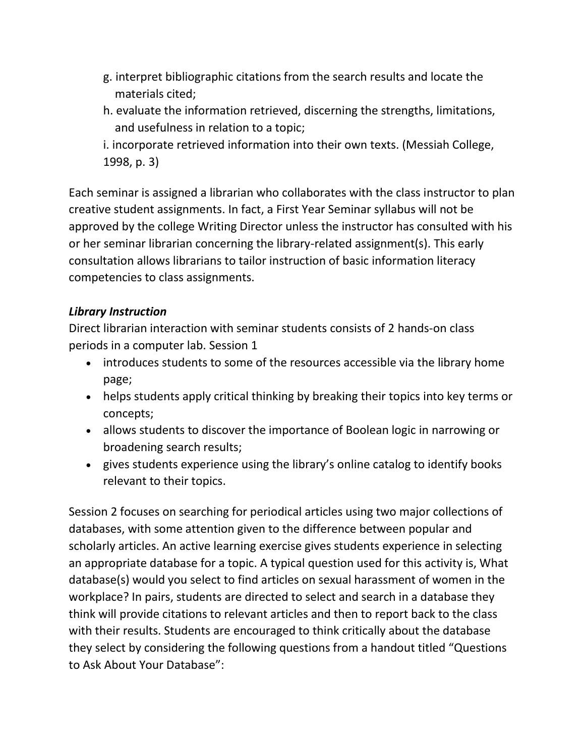g. interpret bibliographic citations from the search results and locate the materials cited;

h. evaluate the information retrieved, discerning the strengths, limitations, and usefulness in relation to a topic;

i. incorporate retrieved information into their own texts. (Messiah College, 1998, p. 3)

Each seminar is assigned a librarian who collaborates with the class instructor to plan creative student assignments. In fact, a First Year Seminar syllabus will not be approved by the college Writing Director unless the instructor has consulted with his or her seminar librarian concerning the library-related assignment(s). This early consultation allows librarians to tailor instruction of basic information literacy competencies to class assignments.

***Library Instruction***

Direct librarian interaction with seminar students consists of 2 hands-on class periods in a computer lab. Session 1

- introduces students to some of the resources accessible via the library home page;
- helps students apply critical thinking by breaking their topics into key terms or concepts;
- allows students to discover the importance of Boolean logic in narrowing or broadening search results;
- gives students experience using the library's online catalog to identify books relevant to their topics.

Session 2 focuses on searching for periodical articles using two major collections of databases, with some attention given to the difference between popular and scholarly articles. An active learning exercise gives students experience in selecting an appropriate database for a topic. A typical question used for this activity is, What database(s) would you select to find articles on sexual harassment of women in the workplace? In pairs, students are directed to select and search in a database they think will provide citations to relevant articles and then to report back to the class with their results. Students are encouraged to think critically about the database they select by considering the following questions from a handout titled "Questions to Ask About Your Database":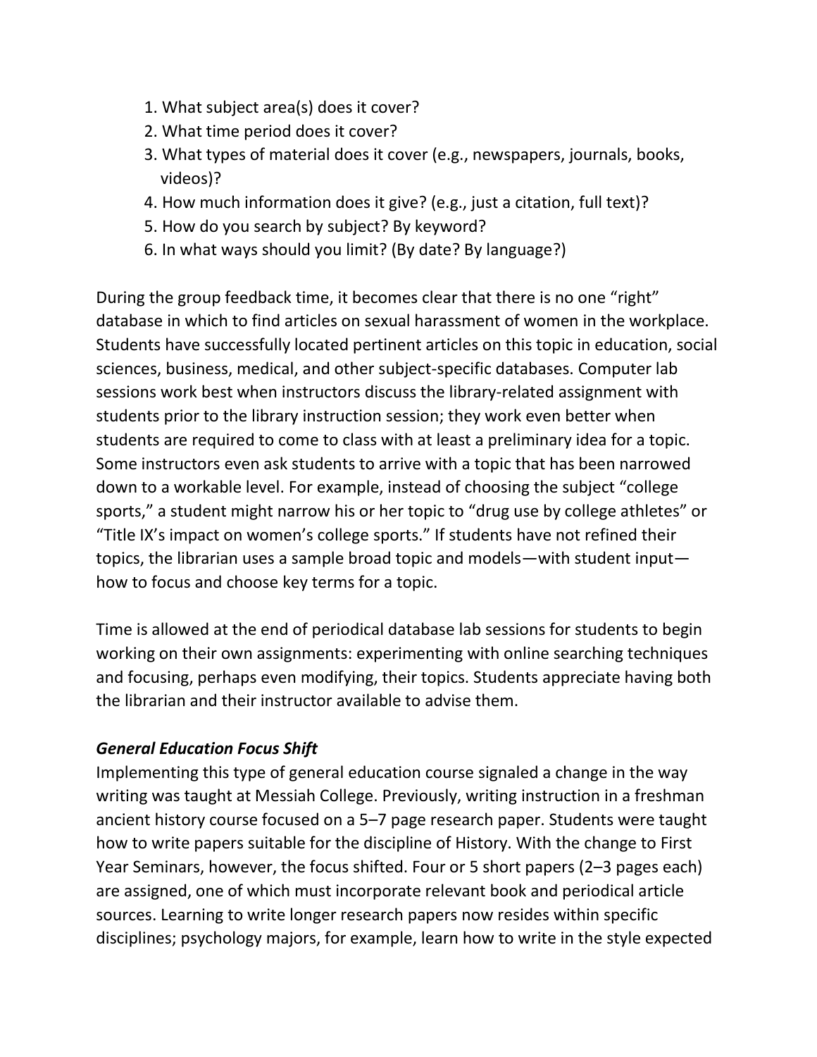1. What subject area(s) does it cover?
2. What time period does it cover?
3. What types of material does it cover (e.g., newspapers, journals, books, videos)?
4. How much information does it give? (e.g., just a citation, full text)?
5. How do you search by subject? By keyword?
6. In what ways should you limit? (By date? By language?)

During the group feedback time, it becomes clear that there is no one "right" database in which to find articles on sexual harassment of women in the workplace. Students have successfully located pertinent articles on this topic in education, social sciences, business, medical, and other subject-specific databases. Computer lab sessions work best when instructors discuss the library-related assignment with students prior to the library instruction session; they work even better when students are required to come to class with at least a preliminary idea for a topic. Some instructors even ask students to arrive with a topic that has been narrowed down to a workable level. For example, instead of choosing the subject "college sports," a student might narrow his or her topic to "drug use by college athletes" or "Title IX's impact on women's college sports." If students have not refined their topics, the librarian uses a sample broad topic and models—with student input—how to focus and choose key terms for a topic.

Time is allowed at the end of periodical database lab sessions for students to begin working on their own assignments: experimenting with online searching techniques and focusing, perhaps even modifying, their topics. Students appreciate having both the librarian and their instructor available to advise them.

### ***General Education Focus Shift***

Implementing this type of general education course signaled a change in the way writing was taught at Messiah College. Previously, writing instruction in a freshman ancient history course focused on a 5–7 page research paper. Students were taught how to write papers suitable for the discipline of History. With the change to First Year Seminars, however, the focus shifted. Four or 5 short papers (2–3 pages each) are assigned, one of which must incorporate relevant book and periodical article sources. Learning to write longer research papers now resides within specific disciplines; psychology majors, for example, learn how to write in the style expected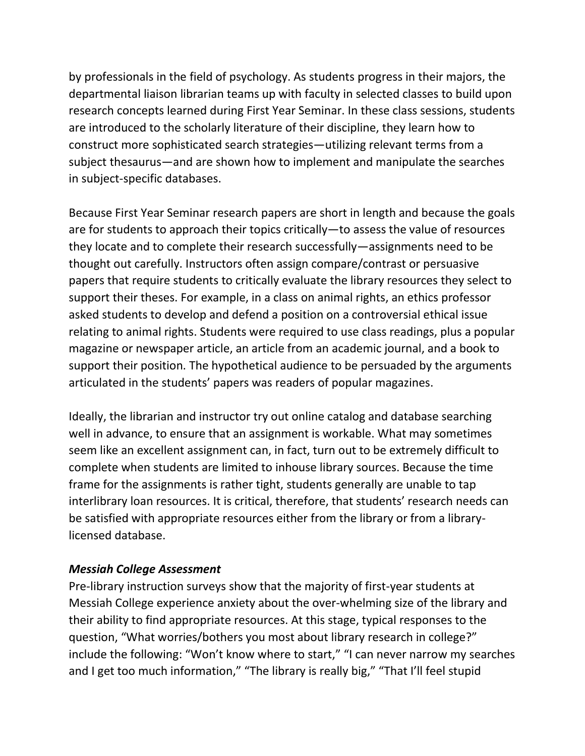by professionals in the field of psychology. As students progress in their majors, the departmental liaison librarian teams up with faculty in selected classes to build upon research concepts learned during First Year Seminar. In these class sessions, students are introduced to the scholarly literature of their discipline, they learn how to construct more sophisticated search strategies—utilizing relevant terms from a subject thesaurus—and are shown how to implement and manipulate the searches in subject-specific databases.

Because First Year Seminar research papers are short in length and because the goals are for students to approach their topics critically—to assess the value of resources they locate and to complete their research successfully—assignments need to be thought out carefully. Instructors often assign compare/contrast or persuasive papers that require students to critically evaluate the library resources they select to support their theses. For example, in a class on animal rights, an ethics professor asked students to develop and defend a position on a controversial ethical issue relating to animal rights. Students were required to use class readings, plus a popular magazine or newspaper article, an article from an academic journal, and a book to support their position. The hypothetical audience to be persuaded by the arguments articulated in the students' papers was readers of popular magazines.

Ideally, the librarian and instructor try out online catalog and database searching well in advance, to ensure that an assignment is workable. What may sometimes seem like an excellent assignment can, in fact, turn out to be extremely difficult to complete when students are limited to inhouse library sources. Because the time frame for the assignments is rather tight, students generally are unable to tap interlibrary loan resources. It is critical, therefore, that students' research needs can be satisfied with appropriate resources either from the library or from a library-licensed database.

***Messiah College Assessment***

Pre-library instruction surveys show that the majority of first-year students at Messiah College experience anxiety about the over-whelming size of the library and their ability to find appropriate resources. At this stage, typical responses to the question, "What worries/bothers you most about library research in college?" include the following: "Won't know where to start," "I can never narrow my searches and I get too much information," "The library is really big," "That I'll feel stupid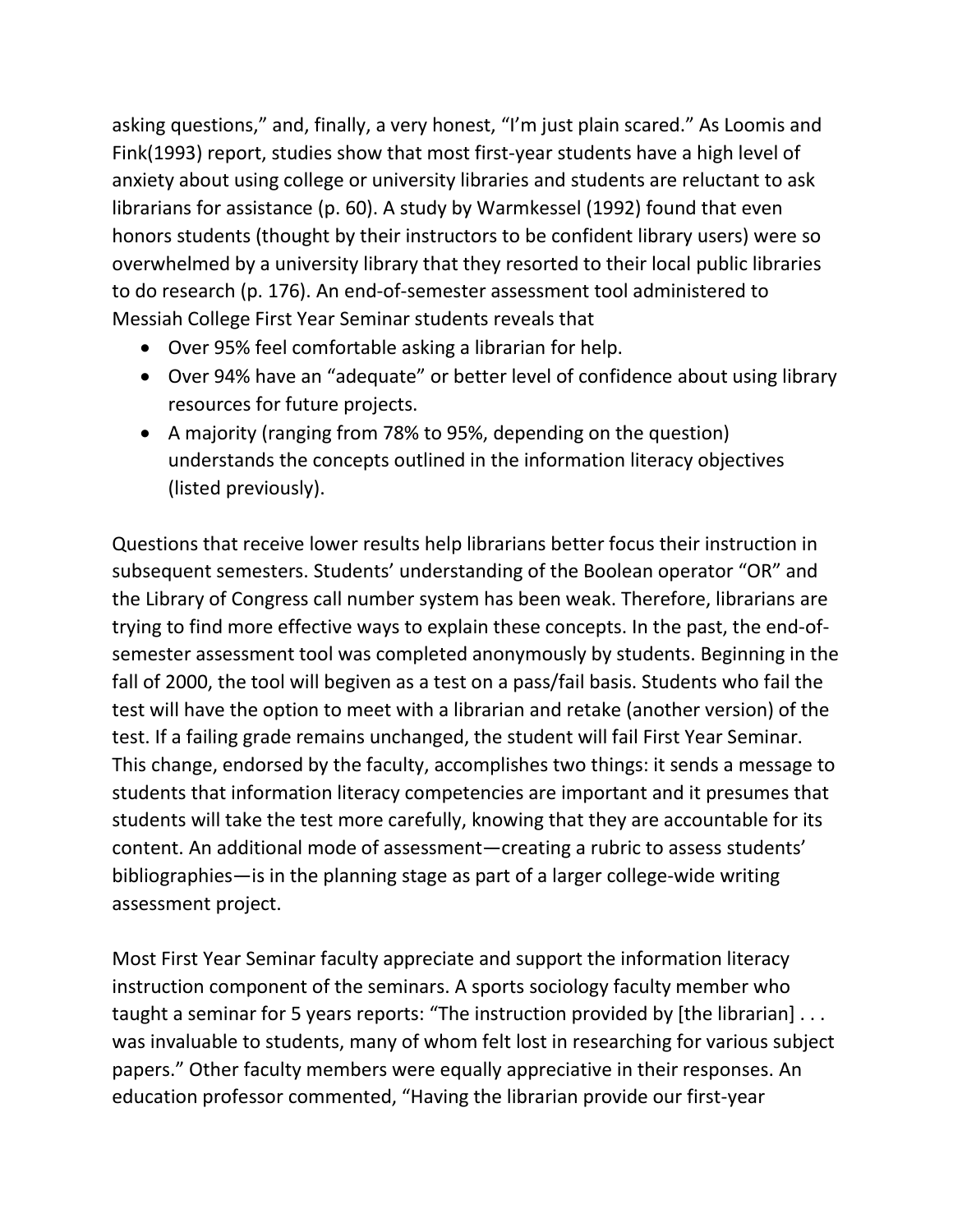asking questions," and, finally, a very honest, "I'm just plain scared." As Loomis and Fink(1993) report, studies show that most first-year students have a high level of anxiety about using college or university libraries and students are reluctant to ask librarians for assistance (p. 60). A study by Warmkessel (1992) found that even honors students (thought by their instructors to be confident library users) were so overwhelmed by a university library that they resorted to their local public libraries to do research (p. 176). An end-of-semester assessment tool administered to Messiah College First Year Seminar students reveals that

- Over 95% feel comfortable asking a librarian for help.
- Over 94% have an "adequate" or better level of confidence about using library resources for future projects.
- A majority (ranging from 78% to 95%, depending on the question) understands the concepts outlined in the information literacy objectives (listed previously).

Questions that receive lower results help librarians better focus their instruction in subsequent semesters. Students' understanding of the Boolean operator "OR" and the Library of Congress call number system has been weak. Therefore, librarians are trying to find more effective ways to explain these concepts. In the past, the end-of-semester assessment tool was completed anonymously by students. Beginning in the fall of 2000, the tool will begiven as a test on a pass/fail basis. Students who fail the test will have the option to meet with a librarian and retake (another version) of the test. If a failing grade remains unchanged, the student will fail First Year Seminar. This change, endorsed by the faculty, accomplishes two things: it sends a message to students that information literacy competencies are important and it presumes that students will take the test more carefully, knowing that they are accountable for its content. An additional mode of assessment—creating a rubric to assess students' bibliographies—is in the planning stage as part of a larger college-wide writing assessment project.

Most First Year Seminar faculty appreciate and support the information literacy instruction component of the seminars. A sports sociology faculty member who taught a seminar for 5 years reports: "The instruction provided by [the librarian] . . . was invaluable to students, many of whom felt lost in researching for various subject papers." Other faculty members were equally appreciative in their responses. An education professor commented, "Having the librarian provide our first-year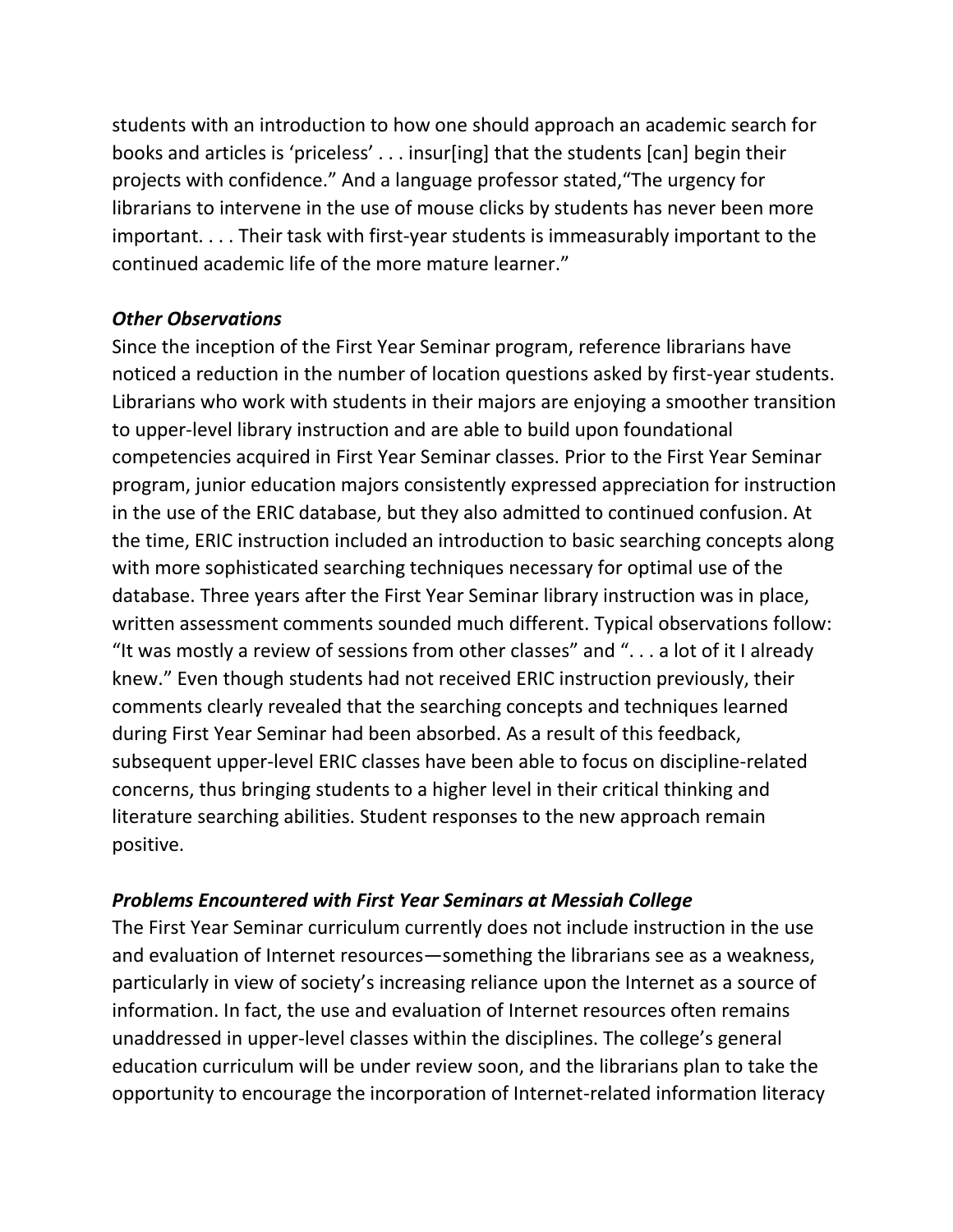students with an introduction to how one should approach an academic search for books and articles is 'priceless' . . . insur[ing] that the students [can] begin their projects with confidence." And a language professor stated,"The urgency for librarians to intervene in the use of mouse clicks by students has never been more important. . . . Their task with first-year students is immeasurably important to the continued academic life of the more mature learner."

### *Other Observations*

Since the inception of the First Year Seminar program, reference librarians have noticed a reduction in the number of location questions asked by first-year students. Librarians who work with students in their majors are enjoying a smoother transition to upper-level library instruction and are able to build upon foundational competencies acquired in First Year Seminar classes. Prior to the First Year Seminar program, junior education majors consistently expressed appreciation for instruction in the use of the ERIC database, but they also admitted to continued confusion. At the time, ERIC instruction included an introduction to basic searching concepts along with more sophisticated searching techniques necessary for optimal use of the database. Three years after the First Year Seminar library instruction was in place, written assessment comments sounded much different. Typical observations follow: "It was mostly a review of sessions from other classes" and ". . . a lot of it I already knew." Even though students had not received ERIC instruction previously, their comments clearly revealed that the searching concepts and techniques learned during First Year Seminar had been absorbed. As a result of this feedback, subsequent upper-level ERIC classes have been able to focus on discipline-related concerns, thus bringing students to a higher level in their critical thinking and literature searching abilities. Student responses to the new approach remain positive.

### *Problems Encountered with First Year Seminars at Messiah College*

The First Year Seminar curriculum currently does not include instruction in the use and evaluation of Internet resources—something the librarians see as a weakness, particularly in view of society's increasing reliance upon the Internet as a source of information. In fact, the use and evaluation of Internet resources often remains unaddressed in upper-level classes within the disciplines. The college's general education curriculum will be under review soon, and the librarians plan to take the opportunity to encourage the incorporation of Internet-related information literacy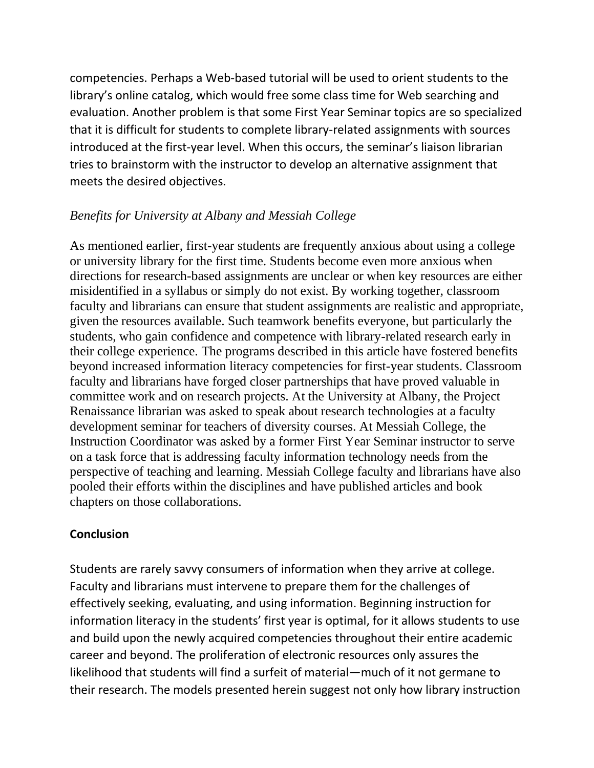competencies. Perhaps a Web-based tutorial will be used to orient students to the library's online catalog, which would free some class time for Web searching and evaluation. Another problem is that some First Year Seminar topics are so specialized that it is difficult for students to complete library-related assignments with sources introduced at the first-year level. When this occurs, the seminar's liaison librarian tries to brainstorm with the instructor to develop an alternative assignment that meets the desired objectives.

*Benefits for University at Albany and Messiah College*

As mentioned earlier, first-year students are frequently anxious about using a college or university library for the first time. Students become even more anxious when directions for research-based assignments are unclear or when key resources are either misidentified in a syllabus or simply do not exist. By working together, classroom faculty and librarians can ensure that student assignments are realistic and appropriate, given the resources available. Such teamwork benefits everyone, but particularly the students, who gain confidence and competence with library-related research early in their college experience. The programs described in this article have fostered benefits beyond increased information literacy competencies for first-year students. Classroom faculty and librarians have forged closer partnerships that have proved valuable in committee work and on research projects. At the University at Albany, the Project Renaissance librarian was asked to speak about research technologies at a faculty development seminar for teachers of diversity courses. At Messiah College, the Instruction Coordinator was asked by a former First Year Seminar instructor to serve on a task force that is addressing faculty information technology needs from the perspective of teaching and learning. Messiah College faculty and librarians have also pooled their efforts within the disciplines and have published articles and book chapters on those collaborations.

**Conclusion**

Students are rarely savvy consumers of information when they arrive at college. Faculty and librarians must intervene to prepare them for the challenges of effectively seeking, evaluating, and using information. Beginning instruction for information literacy in the students' first year is optimal, for it allows students to use and build upon the newly acquired competencies throughout their entire academic career and beyond. The proliferation of electronic resources only assures the likelihood that students will find a surfeit of material—much of it not germane to their research. The models presented herein suggest not only how library instruction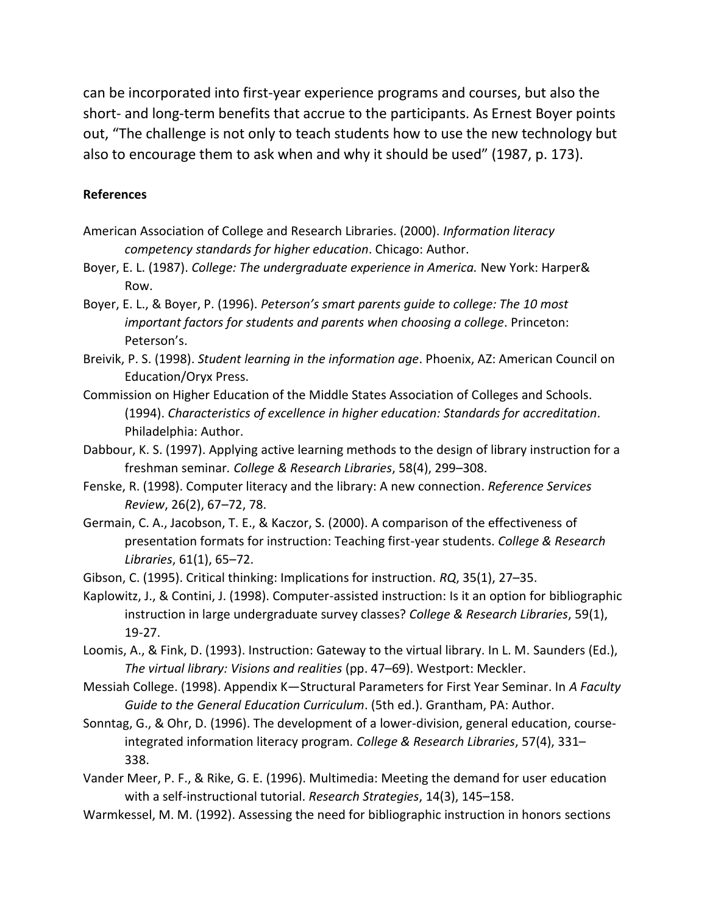can be incorporated into first-year experience programs and courses, but also the short- and long-term benefits that accrue to the participants. As Ernest Boyer points out, "The challenge is not only to teach students how to use the new technology but also to encourage them to ask when and why it should be used" (1987, p. 173).

**References**

American Association of College and Research Libraries. (2000). *Information literacy competency standards for higher education*. Chicago: Author.

Boyer, E. L. (1987). *College: The undergraduate experience in America.* New York: Harper& Row.

Boyer, E. L., & Boyer, P. (1996). *Peterson's smart parents guide to college: The 10 most important factors for students and parents when choosing a college*. Princeton: Peterson's.

Breivik, P. S. (1998). *Student learning in the information age*. Phoenix, AZ: American Council on Education/Oryx Press.

Commission on Higher Education of the Middle States Association of Colleges and Schools. (1994). *Characteristics of excellence in higher education: Standards for accreditation*. Philadelphia: Author.

Dabbour, K. S. (1997). Applying active learning methods to the design of library instruction for a freshman seminar. *College & Research Libraries*, 58(4), 299–308.

Fenske, R. (1998). Computer literacy and the library: A new connection. *Reference Services Review*, 26(2), 67–72, 78.

Germain, C. A., Jacobson, T. E., & Kaczor, S. (2000). A comparison of the effectiveness of presentation formats for instruction: Teaching first-year students. *College & Research Libraries*, 61(1), 65–72.

Gibson, C. (1995). Critical thinking: Implications for instruction. *RQ*, 35(1), 27–35.

Kaplowitz, J., & Contini, J. (1998). Computer-assisted instruction: Is it an option for bibliographic instruction in large undergraduate survey classes? *College & Research Libraries*, 59(1), 19-27.

Loomis, A., & Fink, D. (1993). Instruction: Gateway to the virtual library. In L. M. Saunders (Ed.), *The virtual library: Visions and realities* (pp. 47–69). Westport: Meckler.

Messiah College. (1998). Appendix K—Structural Parameters for First Year Seminar. In *A Faculty Guide to the General Education Curriculum*. (5th ed.). Grantham, PA: Author.

Sonntag, G., & Ohr, D. (1996). The development of a lower-division, general education, course-integrated information literacy program. *College & Research Libraries*, 57(4), 331–338.

Vander Meer, P. F., & Rike, G. E. (1996). Multimedia: Meeting the demand for user education with a self-instructional tutorial. *Research Strategies*, 14(3), 145–158.

Warmkessel, M. M. (1992). Assessing the need for bibliographic instruction in honors sections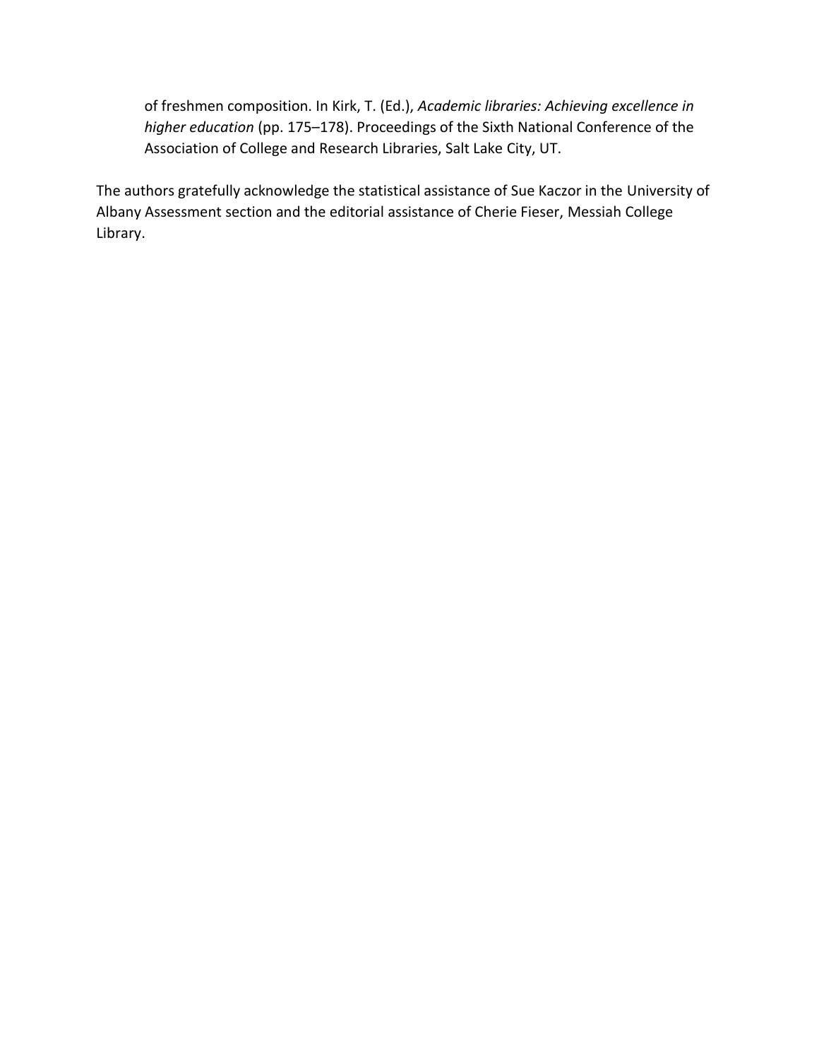of freshmen composition. In Kirk, T. (Ed.), *Academic libraries: Achieving excellence in higher education* (pp. 175–178). Proceedings of the Sixth National Conference of the Association of College and Research Libraries, Salt Lake City, UT.

The authors gratefully acknowledge the statistical assistance of Sue Kaczor in the University of Albany Assessment section and the editorial assistance of Cherie Fieser, Messiah College Library.